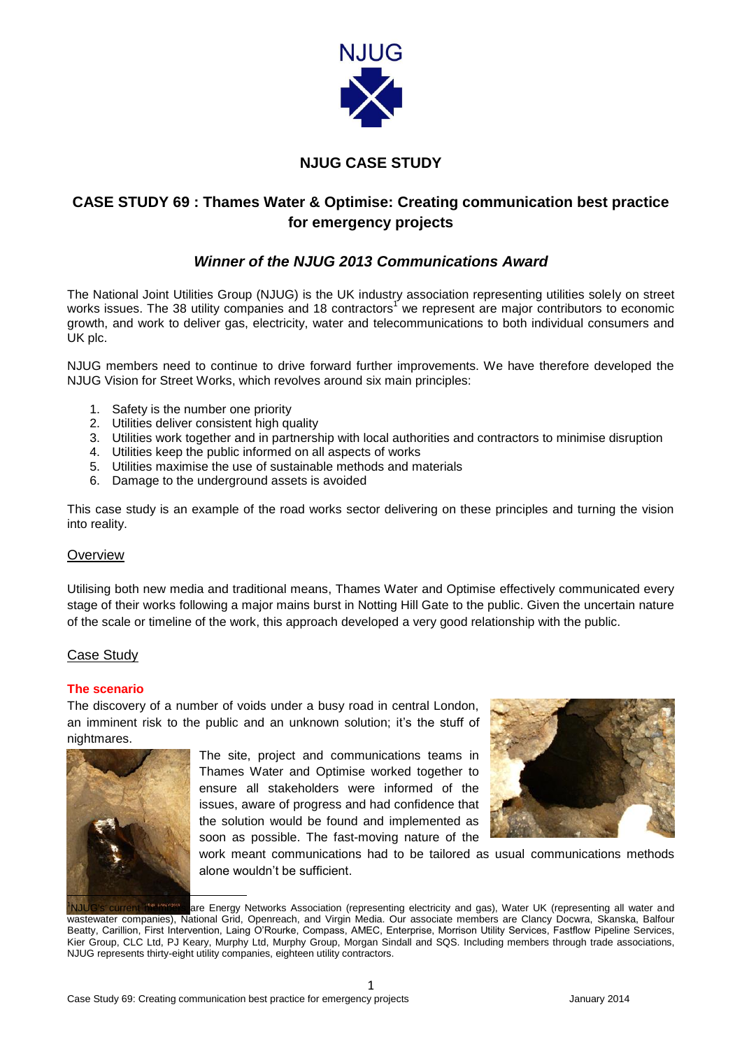NJUG

## NJUG CASE STUDY

# CASE STUDY 69 : Thames Water & Optimise: Creating communication best practice for emergency projects

## *Winner of the NJUG 2013 Communications Award*

The National Joint Utilities Group (NJUG) is the UK industry association representing utilities solely on street works issues. The 38 utility companies and 18 contractors[1] we represent are major contributors to economic growth, and work to deliver gas, electricity, water and telecommunications to both individual consumers and UK plc.

NJUG members need to continue to drive forward further improvements. We have therefore developed the NJUG Vision for Street Works, which revolves around six main principles:

1. Safety is the number one priority
2. Utilities deliver consistent high quality
3. Utilities work together and in partnership with local authorities and contractors to minimise disruption
4. Utilities keep the public informed on all aspects of works
5. Utilities maximise the use of sustainable methods and materials
6. Damage to the underground assets is avoided

This case study is an example of the road works sector delivering on these principles and turning the vision into reality.

## Overview

Utilising both new media and traditional means, Thames Water and Optimise effectively communicated every stage of their works following a major mains burst in Notting Hill Gate to the public. Given the uncertain nature of the scale or timeline of the work, this approach developed a very good relationship with the public.

## Case Study

### The scenario

The discovery of a number of voids under a busy road in central London, an imminent risk to the public and an unknown solution; it's the stuff of nightmares.

The site, project and communications teams in Thames Water and Optimise worked together to ensure all stakeholders were informed of the issues, aware of progress and had confidence that the solution would be found and implemented as soon as possible. The fast-moving nature of the work meant communications had to be tailored as usual communications methods alone wouldn't be sufficient.

---

[1]NJUG's current members are Energy Networks Association (representing electricity and gas), Water UK (representing all water and wastewater companies), National Grid, Openreach, and Virgin Media. Our associate members are Clancy Docwra, Skanska, Balfour Beatty, Carillion, First Intervention, Laing O'Rourke, Compass, AMEC, Enterprise, Morrison Utility Services, Fastflow Pipeline Services, Kier Group, CLC Ltd, PJ Keary, Murphy Ltd, Murphy Group, Morgan Sindall and SQS. Including members through trade associations, NJUG represents thirty-eight utility companies, eighteen utility contractors.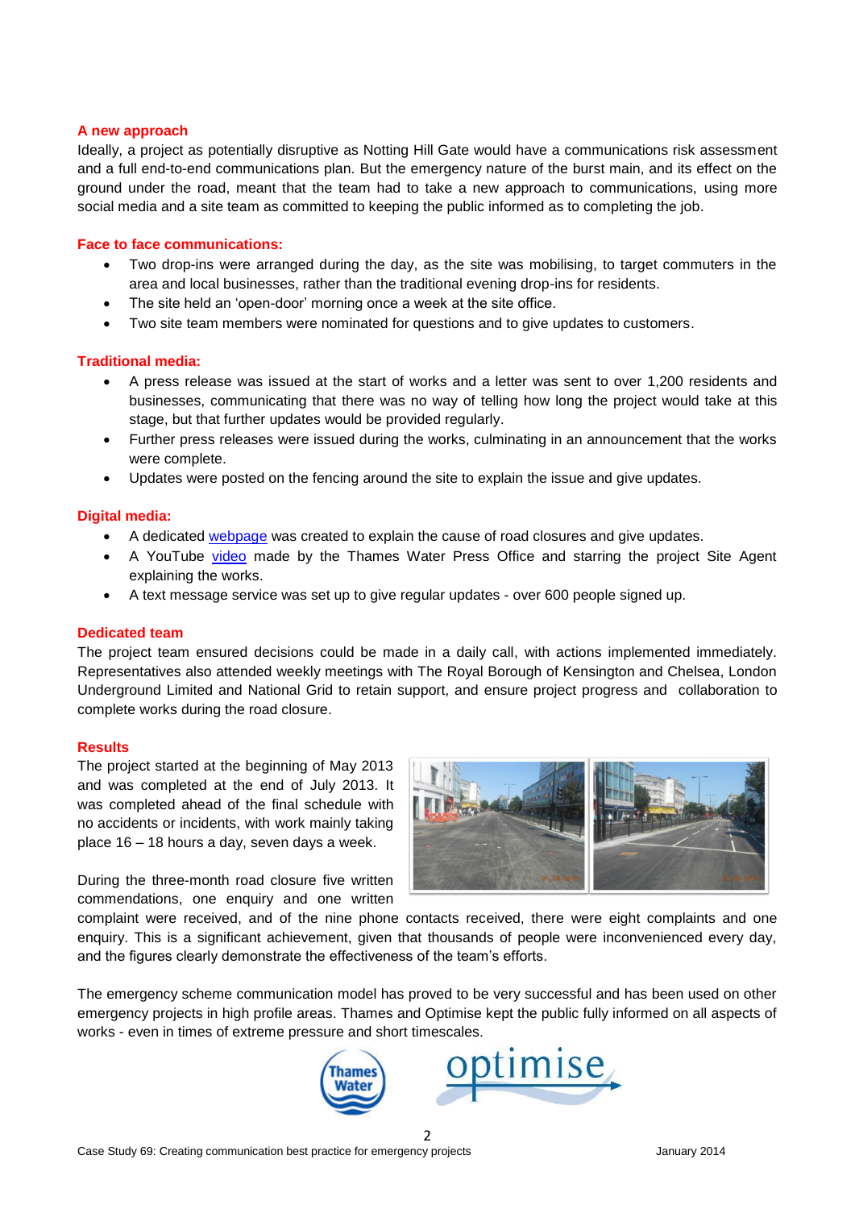### A new approach

Ideally, a project as potentially disruptive as Notting Hill Gate would have a communications risk assessment and a full end-to-end communications plan. But the emergency nature of the burst main, and its effect on the ground under the road, meant that the team had to take a new approach to communications, using more social media and a site team as committed to keeping the public informed as to completing the job.

### Face to face communications:

- Two drop-ins were arranged during the day, as the site was mobilising, to target commuters in the area and local businesses, rather than the traditional evening drop-ins for residents.
- The site held an 'open-door' morning once a week at the site office.
- Two site team members were nominated for questions and to give updates to customers.

### Traditional media:

- A press release was issued at the start of works and a letter was sent to over 1,200 residents and businesses, communicating that there was no way of telling how long the project would take at this stage, but that further updates would be provided regularly.
- Further press releases were issued during the works, culminating in an announcement that the works were complete.
- Updates were posted on the fencing around the site to explain the issue and give updates.

### Digital media:

- A dedicated webpage was created to explain the cause of road closures and give updates.
- A YouTube video made by the Thames Water Press Office and starring the project Site Agent explaining the works.
- A text message service was set up to give regular updates - over 600 people signed up.

### Dedicated team

The project team ensured decisions could be made in a daily call, with actions implemented immediately. Representatives also attended weekly meetings with The Royal Borough of Kensington and Chelsea, London Underground Limited and National Grid to retain support, and ensure project progress and collaboration to complete works during the road closure.

### Results

The project started at the beginning of May 2013 and was completed at the end of July 2013. It was completed ahead of the final schedule with no accidents or incidents, with work mainly taking place 16 – 18 hours a day, seven days a week.

During the three-month road closure five written commendations, one enquiry and one written complaint were received, and of the nine phone contacts received, there were eight complaints and one enquiry. This is a significant achievement, given that thousands of people were inconvenienced every day, and the figures clearly demonstrate the effectiveness of the team's efforts.

The emergency scheme communication model has proved to be very successful and has been used on other emergency projects in high profile areas. Thames and Optimise kept the public fully informed on all aspects of works - even in times of extreme pressure and short timescales.